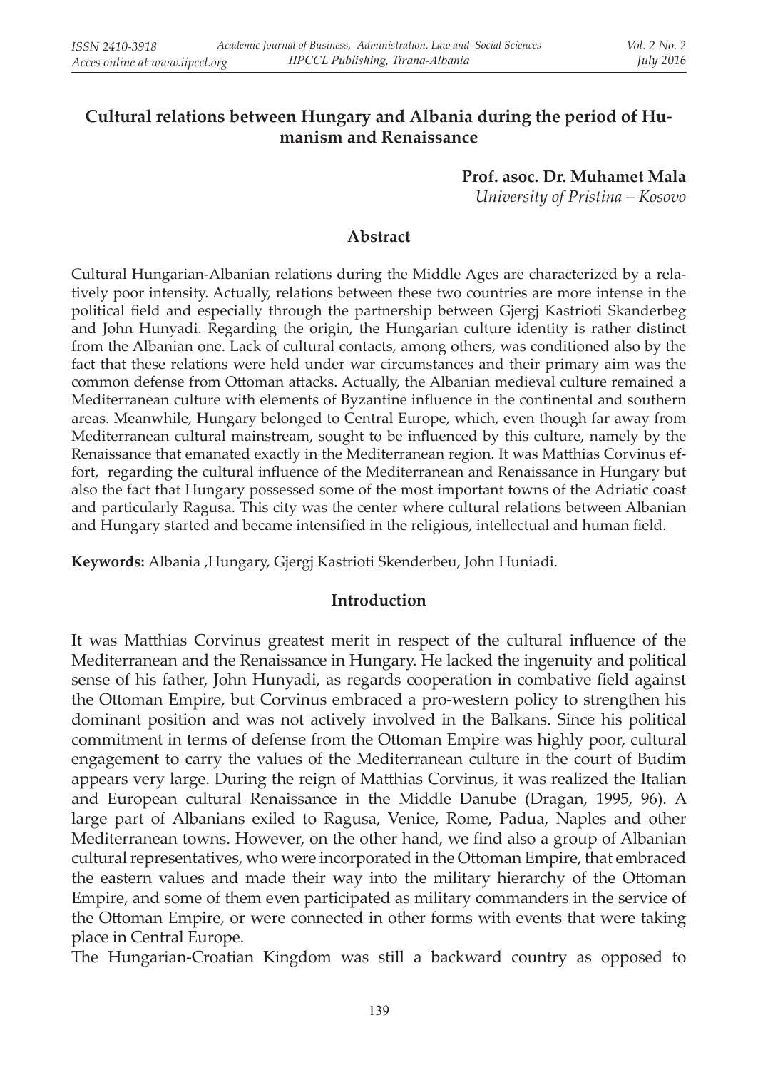# Cultural relations between Hungary and Albania during the period of Humanism and Renaissance

**Prof. asoc. Dr. Muhamet Mala**
*University of Pristina – Kosovo*

## Abstract

Cultural Hungarian-Albanian relations during the Middle Ages are characterized by a relatively poor intensity. Actually, relations between these two countries are more intense in the political field and especially through the partnership between Gjergj Kastrioti Skanderbeg and John Hunyadi. Regarding the origin, the Hungarian culture identity is rather distinct from the Albanian one. Lack of cultural contacts, among others, was conditioned also by the fact that these relations were held under war circumstances and their primary aim was the common defense from Ottoman attacks. Actually, the Albanian medieval culture remained a Mediterranean culture with elements of Byzantine influence in the continental and southern areas. Meanwhile, Hungary belonged to Central Europe, which, even though far away from Mediterranean cultural mainstream, sought to be influenced by this culture, namely by the Renaissance that emanated exactly in the Mediterranean region. It was Matthias Corvinus effort, regarding the cultural influence of the Mediterranean and Renaissance in Hungary but also the fact that Hungary possessed some of the most important towns of the Adriatic coast and particularly Ragusa. This city was the center where cultural relations between Albanian and Hungary started and became intensified in the religious, intellectual and human field.

**Keywords:** Albania ,Hungary, Gjergj Kastrioti Skenderbeu, John Huniadi.

## Introduction

It was Matthias Corvinus greatest merit in respect of the cultural influence of the Mediterranean and the Renaissance in Hungary. He lacked the ingenuity and political sense of his father, John Hunyadi, as regards cooperation in combative field against the Ottoman Empire, but Corvinus embraced a pro-western policy to strengthen his dominant position and was not actively involved in the Balkans. Since his political commitment in terms of defense from the Ottoman Empire was highly poor, cultural engagement to carry the values of the Mediterranean culture in the court of Budim appears very large. During the reign of Matthias Corvinus, it was realized the Italian and European cultural Renaissance in the Middle Danube (Dragan, 1995, 96). A large part of Albanians exiled to Ragusa, Venice, Rome, Padua, Naples and other Mediterranean towns. However, on the other hand, we find also a group of Albanian cultural representatives, who were incorporated in the Ottoman Empire, that embraced the eastern values and made their way into the military hierarchy of the Ottoman Empire, and some of them even participated as military commanders in the service of the Ottoman Empire, or were connected in other forms with events that were taking place in Central Europe.

The Hungarian-Croatian Kingdom was still a backward country as opposed to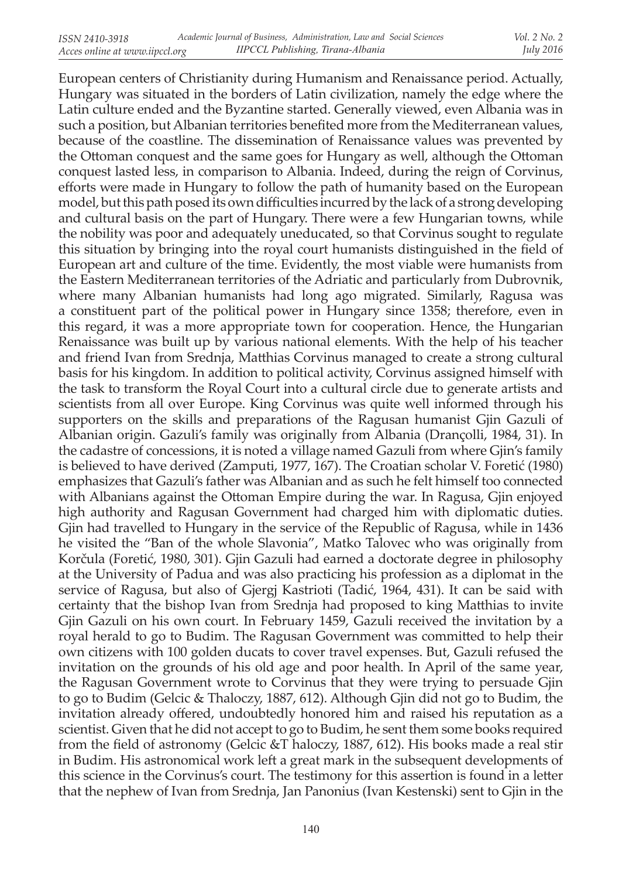European centers of Christianity during Humanism and Renaissance period. Actually, Hungary was situated in the borders of Latin civilization, namely the edge where the Latin culture ended and the Byzantine started. Generally viewed, even Albania was in such a position, but Albanian territories benefited more from the Mediterranean values, because of the coastline. The dissemination of Renaissance values was prevented by the Ottoman conquest and the same goes for Hungary as well, although the Ottoman conquest lasted less, in comparison to Albania. Indeed, during the reign of Corvinus, efforts were made in Hungary to follow the path of humanity based on the European model, but this path posed its own difficulties incurred by the lack of a strong developing and cultural basis on the part of Hungary. There were a few Hungarian towns, while the nobility was poor and adequately uneducated, so that Corvinus sought to regulate this situation by bringing into the royal court humanists distinguished in the field of European art and culture of the time. Evidently, the most viable were humanists from the Eastern Mediterranean territories of the Adriatic and particularly from Dubrovnik, where many Albanian humanists had long ago migrated. Similarly, Ragusa was a constituent part of the political power in Hungary since 1358; therefore, even in this regard, it was a more appropriate town for cooperation. Hence, the Hungarian Renaissance was built up by various national elements. With the help of his teacher and friend Ivan from Srednja, Matthias Corvinus managed to create a strong cultural basis for his kingdom. In addition to political activity, Corvinus assigned himself with the task to transform the Royal Court into a cultural circle due to generate artists and scientists from all over Europe. King Corvinus was quite well informed through his supporters on the skills and preparations of the Ragusan humanist Gjin Gazuli of Albanian origin. Gazuli's family was originally from Albania (Drançolli, 1984, 31). In the cadastre of concessions, it is noted a village named Gazuli from where Gjin's family is believed to have derived (Zamputi, 1977, 167). The Croatian scholar V. Foretić (1980) emphasizes that Gazuli's father was Albanian and as such he felt himself too connected with Albanians against the Ottoman Empire during the war. In Ragusa, Gjin enjoyed high authority and Ragusan Government had charged him with diplomatic duties. Gjin had travelled to Hungary in the service of the Republic of Ragusa, while in 1436 he visited the "Ban of the whole Slavonia", Matko Talovec who was originally from Korčula (Foretić, 1980, 301). Gjin Gazuli had earned a doctorate degree in philosophy at the University of Padua and was also practicing his profession as a diplomat in the service of Ragusa, but also of Gjergj Kastrioti (Tadić, 1964, 431). It can be said with certainty that the bishop Ivan from Srednja had proposed to king Matthias to invite Gjin Gazuli on his own court. In February 1459, Gazuli received the invitation by a royal herald to go to Budim. The Ragusan Government was committed to help their own citizens with 100 golden ducats to cover travel expenses. But, Gazuli refused the invitation on the grounds of his old age and poor health. In April of the same year, the Ragusan Government wrote to Corvinus that they were trying to persuade Gjin to go to Budim (Gelcic & Thaloczy, 1887, 612). Although Gjin did not go to Budim, the invitation already offered, undoubtedly honored him and raised his reputation as a scientist. Given that he did not accept to go to Budim, he sent them some books required from the field of astronomy (Gelcic &T haloczy, 1887, 612). His books made a real stir in Budim. His astronomical work left a great mark in the subsequent developments of this science in the Corvinus's court. The testimony for this assertion is found in a letter that the nephew of Ivan from Srednja, Jan Panonius (Ivan Kestenski) sent to Gjin in the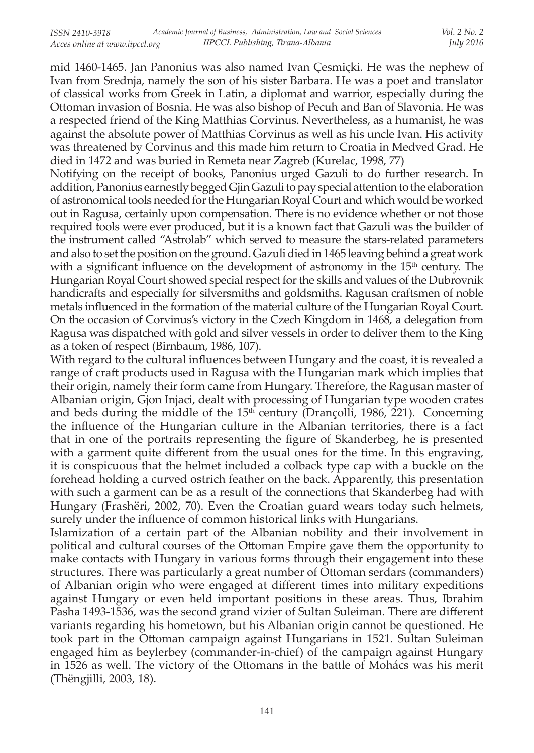mid 1460-1465. Jan Panonius was also named Ivan Çesmiçki. He was the nephew of Ivan from Srednja, namely the son of his sister Barbara. He was a poet and translator of classical works from Greek in Latin, a diplomat and warrior, especially during the Ottoman invasion of Bosnia. He was also bishop of Pecuh and Ban of Slavonia. He was a respected friend of the King Matthias Corvinus. Nevertheless, as a humanist, he was against the absolute power of Matthias Corvinus as well as his uncle Ivan. His activity was threatened by Corvinus and this made him return to Croatia in Medved Grad. He died in 1472 and was buried in Remeta near Zagreb (Kurelac, 1998, 77)

Notifying on the receipt of books, Panonius urged Gazuli to do further research. In addition, Panonius earnestly begged Gjin Gazuli to pay special attention to the elaboration of astronomical tools needed for the Hungarian Royal Court and which would be worked out in Ragusa, certainly upon compensation. There is no evidence whether or not those required tools were ever produced, but it is a known fact that Gazuli was the builder of the instrument called "Astrolab" which served to measure the stars-related parameters and also to set the position on the ground. Gazuli died in 1465 leaving behind a great work with a significant influence on the development of astronomy in the 15th century. The Hungarian Royal Court showed special respect for the skills and values of the Dubrovnik handicrafts and especially for silversmiths and goldsmiths. Ragusan craftsmen of noble metals influenced in the formation of the material culture of the Hungarian Royal Court. On the occasion of Corvinus's victory in the Czech Kingdom in 1468, a delegation from Ragusa was dispatched with gold and silver vessels in order to deliver them to the King as a token of respect (Birnbaum, 1986, 107).

With regard to the cultural influences between Hungary and the coast, it is revealed a range of craft products used in Ragusa with the Hungarian mark which implies that their origin, namely their form came from Hungary. Therefore, the Ragusan master of Albanian origin, Gjon Injaci, dealt with processing of Hungarian type wooden crates and beds during the middle of the 15th century (Drançolli, 1986, 221). Concerning the influence of the Hungarian culture in the Albanian territories, there is a fact that in one of the portraits representing the figure of Skanderbeg, he is presented with a garment quite different from the usual ones for the time. In this engraving, it is conspicuous that the helmet included a colback type cap with a buckle on the forehead holding a curved ostrich feather on the back. Apparently, this presentation with such a garment can be as a result of the connections that Skanderbeg had with Hungary (Frashëri, 2002, 70). Even the Croatian guard wears today such helmets, surely under the influence of common historical links with Hungarians.

Islamization of a certain part of the Albanian nobility and their involvement in political and cultural courses of the Ottoman Empire gave them the opportunity to make contacts with Hungary in various forms through their engagement into these structures. There was particularly a great number of Ottoman serdars (commanders) of Albanian origin who were engaged at different times into military expeditions against Hungary or even held important positions in these areas. Thus, Ibrahim Pasha 1493-1536, was the second grand vizier of Sultan Suleiman. There are different variants regarding his hometown, but his Albanian origin cannot be questioned. He took part in the Ottoman campaign against Hungarians in 1521. Sultan Suleiman engaged him as beylerbey (commander-in-chief) of the campaign against Hungary in 1526 as well. The victory of the Ottomans in the battle of Mohács was his merit (Thëngjilli, 2003, 18).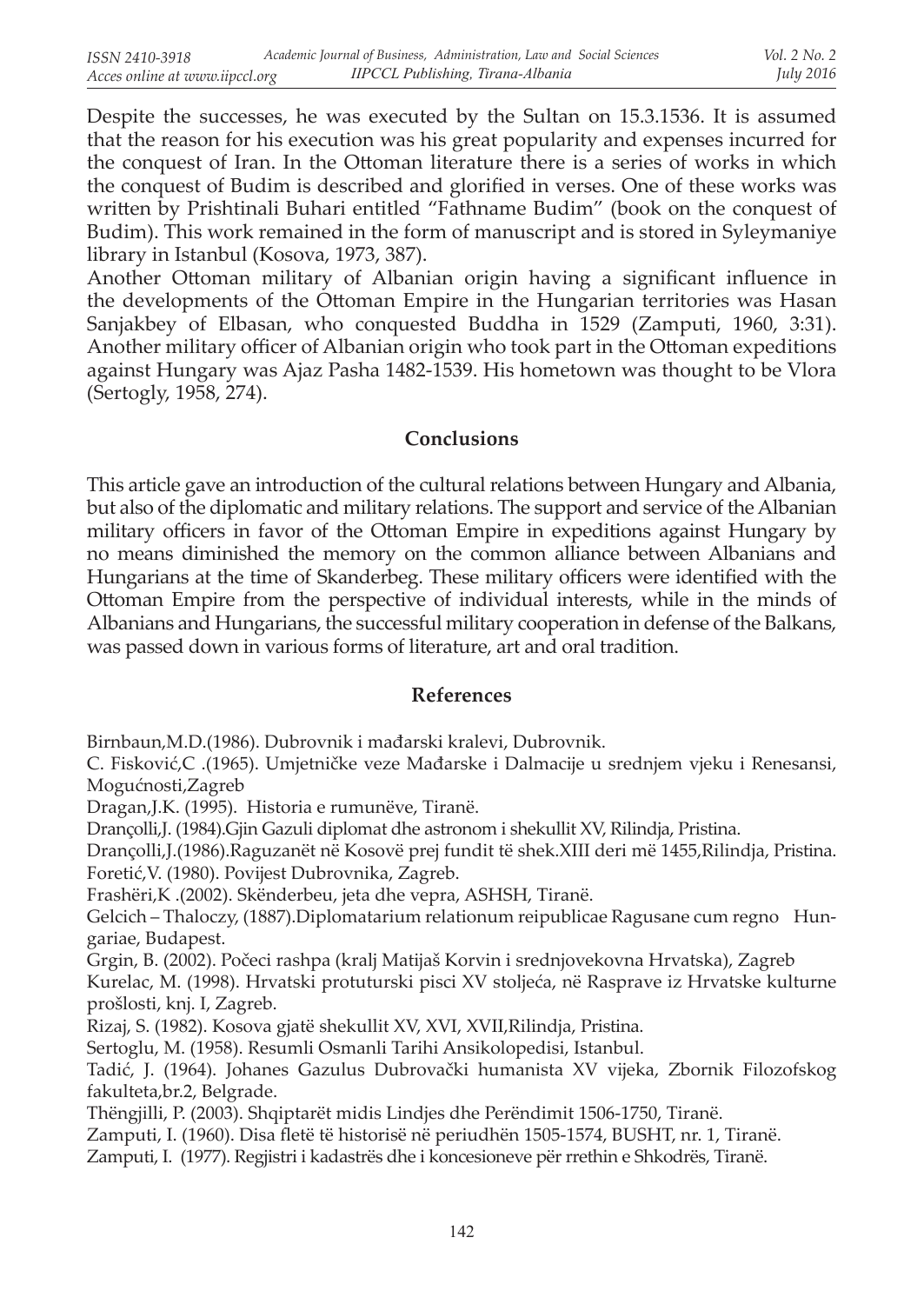Despite the successes, he was executed by the Sultan on 15.3.1536. It is assumed that the reason for his execution was his great popularity and expenses incurred for the conquest of Iran. In the Ottoman literature there is a series of works in which the conquest of Budim is described and glorified in verses. One of these works was written by Prishtinali Buhari entitled "Fathname Budim" (book on the conquest of Budim). This work remained in the form of manuscript and is stored in Syleymaniye library in Istanbul (Kosova, 1973, 387).

Another Ottoman military of Albanian origin having a significant influence in the developments of the Ottoman Empire in the Hungarian territories was Hasan Sanjakbey of Elbasan, who conquested Buddha in 1529 (Zamputi, 1960, 3:31). Another military officer of Albanian origin who took part in the Ottoman expeditions against Hungary was Ajaz Pasha 1482-1539. His hometown was thought to be Vlora (Sertogly, 1958, 274).

## Conclusions

This article gave an introduction of the cultural relations between Hungary and Albania, but also of the diplomatic and military relations. The support and service of the Albanian military officers in favor of the Ottoman Empire in expeditions against Hungary by no means diminished the memory on the common alliance between Albanians and Hungarians at the time of Skanderbeg. These military officers were identified with the Ottoman Empire from the perspective of individual interests, while in the minds of Albanians and Hungarians, the successful military cooperation in defense of the Balkans, was passed down in various forms of literature, art and oral tradition.

## References

Birnbaun,M.D.(1986). Dubrovnik i mađarski kralevi, Dubrovnik.

C. Fisković,C .(1965). Umjetničke veze Mađarske i Dalmacije u srednjem vjeku i Renesansi, Mogućnosti,Zagreb

Dragan,J.K. (1995). Historia e rumunëve, Tiranë.

Drançolli,J. (1984).Gjin Gazuli diplomat dhe astronom i shekullit XV, Rilindja, Pristina.

Drançolli,J.(1986).Raguzanët në Kosovë prej fundit të shek.XIII deri më 1455,Rilindja, Pristina.

Foretić,V. (1980). Povijest Dubrovnika, Zagreb.

Frashëri,K .(2002). Skënderbeu, jeta dhe vepra, ASHSH, Tiranë.

Gelcich – Thaloczy, (1887).Diplomatarium relationum reipublicae Ragusane cum regno Hungariae, Budapest.

Grgin, B. (2002). Počeci rashpa (kralj Matijaš Korvin i srednjovekovna Hrvatska), Zagreb

Kurelac, M. (1998). Hrvatski protuturski pisci XV stoljeća, në Rasprave iz Hrvatske kulturne prošlosti, knj. I, Zagreb.

Rizaj, S. (1982). Kosova gjatë shekullit XV, XVI, XVII,Rilindja, Pristina.

Sertoglu, M. (1958). Resumli Osmanli Tarihi Ansikolopedisi, Istanbul.

Tadić, J. (1964). Johanes Gazulus Dubrovački humanista XV vijeka, Zbornik Filozofskog fakulteta,br.2, Belgrade.

Thëngjilli, P. (2003). Shqiptarët midis Lindjes dhe Perëndimit 1506-1750, Tiranë.

Zamputi, I. (1960). Disa fletë të historisë në periudhën 1505-1574, BUSHT, nr. 1, Tiranë.

Zamputi, I. (1977). Regjistri i kadastrës dhe i koncesioneve për rrethin e Shkodrës, Tiranë.